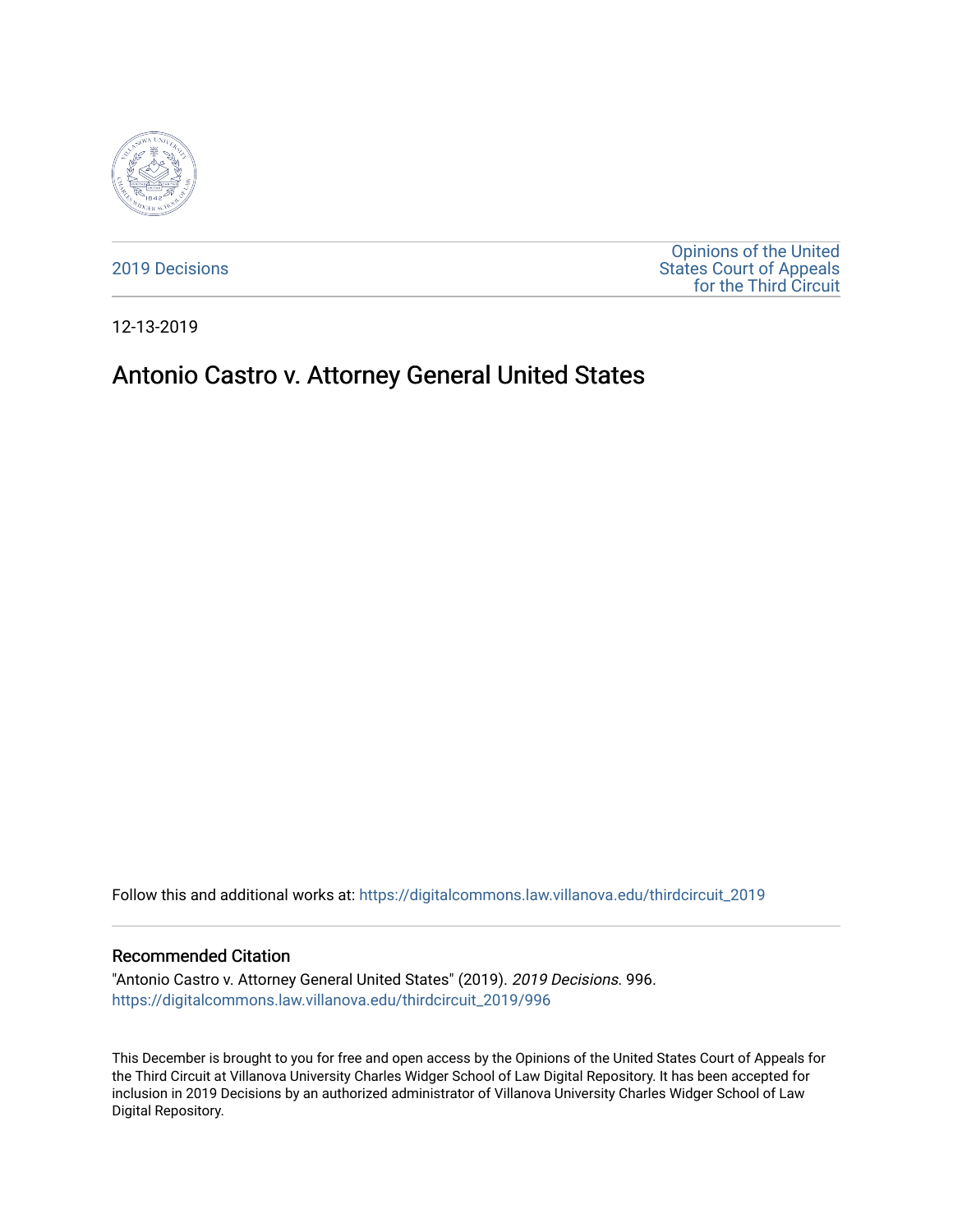2019 Decisions

Opinions of the United States Court of Appeals for the Third Circuit

12-13-2019

# Antonio Castro v. Attorney General United States

Follow this and additional works at: https://digitalcommons.law.villanova.edu/thirdcircuit_2019

## Recommended Citation

"Antonio Castro v. Attorney General United States" (2019). *2019 Decisions*. 996.
https://digitalcommons.law.villanova.edu/thirdcircuit_2019/996

This December is brought to you for free and open access by the Opinions of the United States Court of Appeals for the Third Circuit at Villanova University Charles Widger School of Law Digital Repository. It has been accepted for inclusion in 2019 Decisions by an authorized administrator of Villanova University Charles Widger School of Law Digital Repository.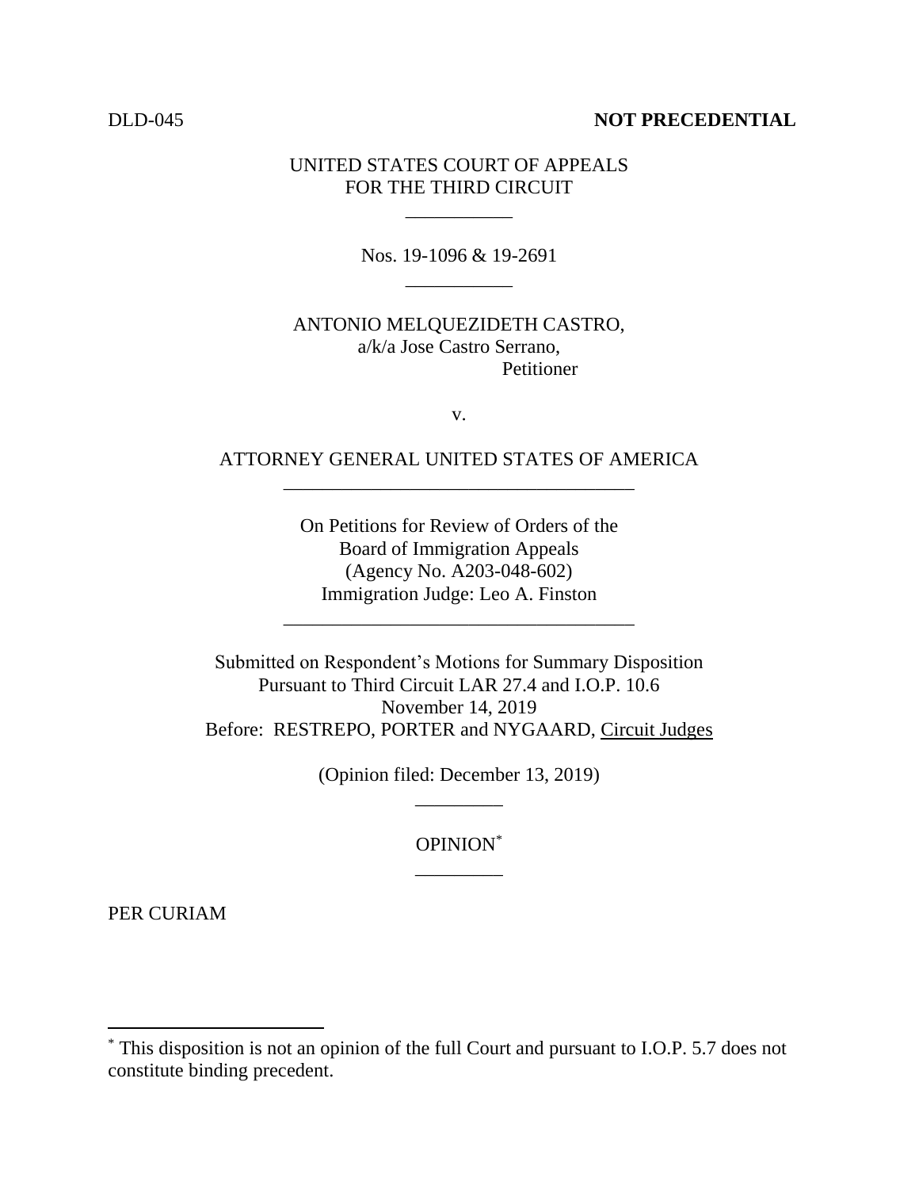DLD-045 **NOT PRECEDENTIAL**

UNITED STATES COURT OF APPEALS
FOR THE THIRD CIRCUIT

\_\_\_\_\_\_\_\_\_\_\_

Nos. 19-1096 & 19-2691

\_\_\_\_\_\_\_\_\_\_\_

ANTONIO MELQUEZIDETH CASTRO,
a/k/a Jose Castro Serrano,
Petitioner

v.

ATTORNEY GENERAL UNITED STATES OF AMERICA

\_\_\_\_\_\_\_\_\_\_\_\_\_\_\_\_\_\_\_\_\_\_\_\_\_\_\_\_\_\_\_\_\_\_\_\_

On Petitions for Review of Orders of the
Board of Immigration Appeals
(Agency No. A203-048-602)
Immigration Judge: Leo A. Finston

\_\_\_\_\_\_\_\_\_\_\_\_\_\_\_\_\_\_\_\_\_\_\_\_\_\_\_\_\_\_\_\_\_\_\_\_

Submitted on Respondent's Motions for Summary Disposition
Pursuant to Third Circuit LAR 27.4 and I.O.P. 10.6
November 14, 2019
Before: RESTREPO, PORTER and NYGAARD, Circuit Judges

(Opinion filed: December 13, 2019)

\_\_\_\_\_\_\_\_\_

OPINION[*]

\_\_\_\_\_\_\_\_\_

PER CURIAM

---

[*] This disposition is not an opinion of the full Court and pursuant to I.O.P. 5.7 does not constitute binding precedent.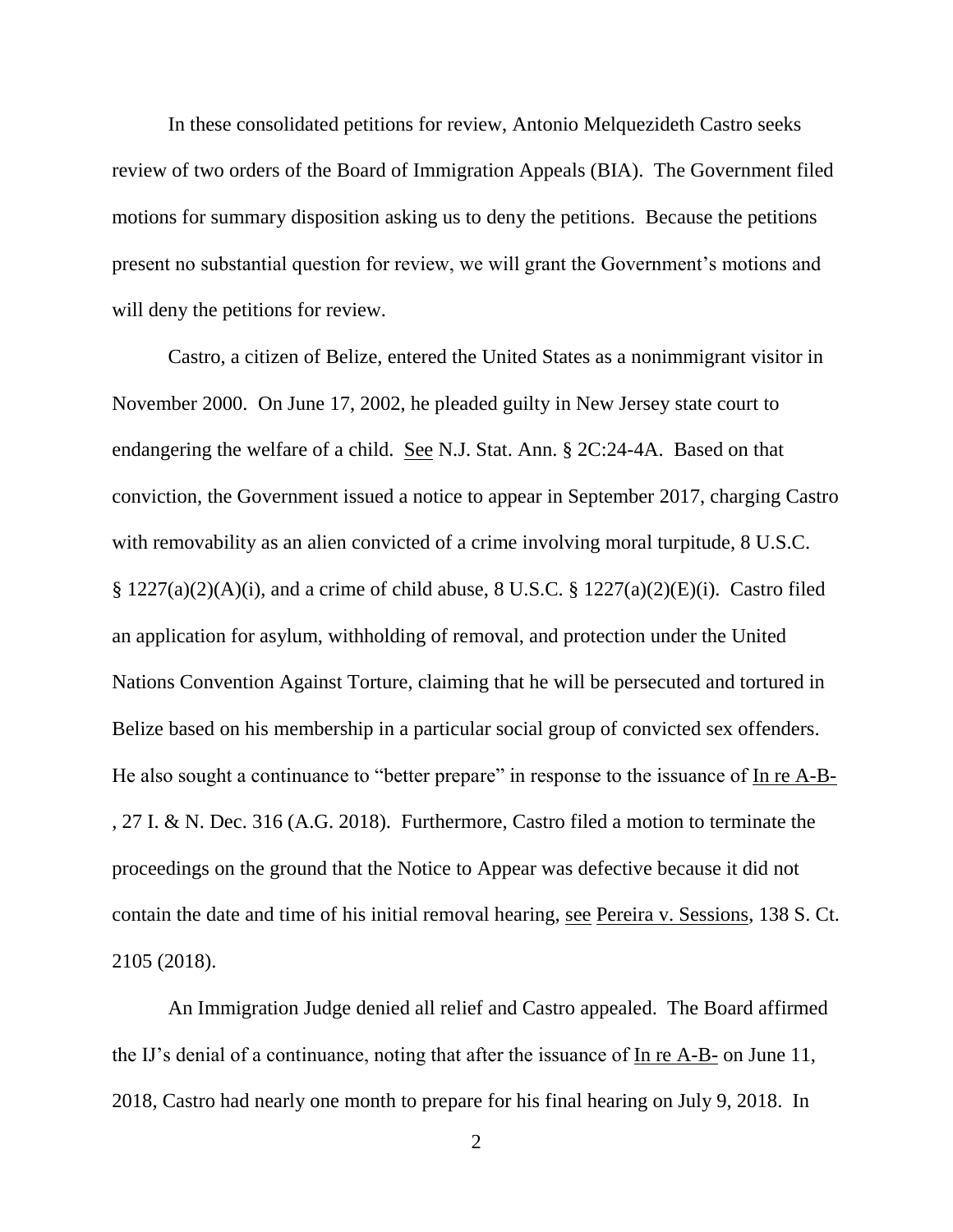In these consolidated petitions for review, Antonio Melquezideth Castro seeks review of two orders of the Board of Immigration Appeals (BIA). The Government filed motions for summary disposition asking us to deny the petitions. Because the petitions present no substantial question for review, we will grant the Government's motions and will deny the petitions for review.

Castro, a citizen of Belize, entered the United States as a nonimmigrant visitor in November 2000. On June 17, 2002, he pleaded guilty in New Jersey state court to endangering the welfare of a child. See N.J. Stat. Ann. § 2C:24-4A. Based on that conviction, the Government issued a notice to appear in September 2017, charging Castro with removability as an alien convicted of a crime involving moral turpitude, 8 U.S.C. § 1227(a)(2)(A)(i), and a crime of child abuse, 8 U.S.C. § 1227(a)(2)(E)(i). Castro filed an application for asylum, withholding of removal, and protection under the United Nations Convention Against Torture, claiming that he will be persecuted and tortured in Belize based on his membership in a particular social group of convicted sex offenders. He also sought a continuance to "better prepare" in response to the issuance of In re A-B-, 27 I. & N. Dec. 316 (A.G. 2018). Furthermore, Castro filed a motion to terminate the proceedings on the ground that the Notice to Appear was defective because it did not contain the date and time of his initial removal hearing, see Pereira v. Sessions, 138 S. Ct. 2105 (2018).

An Immigration Judge denied all relief and Castro appealed. The Board affirmed the IJ's denial of a continuance, noting that after the issuance of In re A-B- on June 11, 2018, Castro had nearly one month to prepare for his final hearing on July 9, 2018. In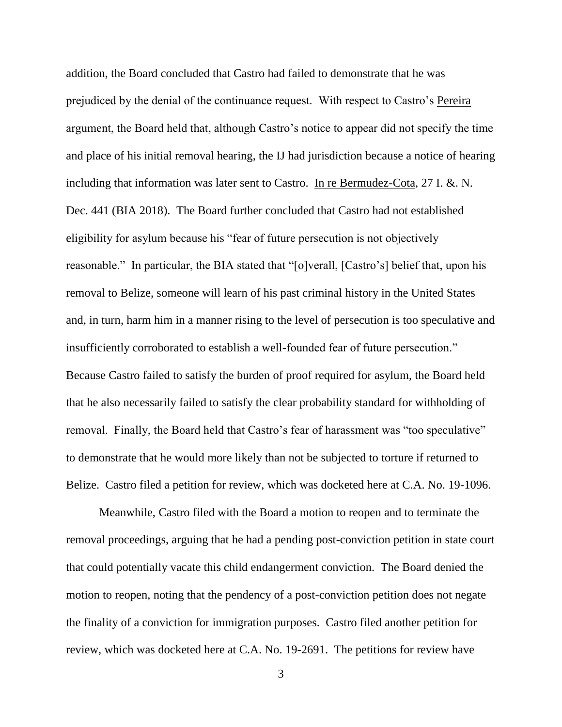addition, the Board concluded that Castro had failed to demonstrate that he was prejudiced by the denial of the continuance request. With respect to Castro's Pereira argument, the Board held that, although Castro's notice to appear did not specify the time and place of his initial removal hearing, the IJ had jurisdiction because a notice of hearing including that information was later sent to Castro. In re Bermudez-Cota, 27 I. &. N. Dec. 441 (BIA 2018). The Board further concluded that Castro had not established eligibility for asylum because his "fear of future persecution is not objectively reasonable." In particular, the BIA stated that "[o]verall, [Castro's] belief that, upon his removal to Belize, someone will learn of his past criminal history in the United States and, in turn, harm him in a manner rising to the level of persecution is too speculative and insufficiently corroborated to establish a well-founded fear of future persecution." Because Castro failed to satisfy the burden of proof required for asylum, the Board held that he also necessarily failed to satisfy the clear probability standard for withholding of removal. Finally, the Board held that Castro's fear of harassment was "too speculative" to demonstrate that he would more likely than not be subjected to torture if returned to Belize. Castro filed a petition for review, which was docketed here at C.A. No. 19-1096.

Meanwhile, Castro filed with the Board a motion to reopen and to terminate the removal proceedings, arguing that he had a pending post-conviction petition in state court that could potentially vacate this child endangerment conviction. The Board denied the motion to reopen, noting that the pendency of a post-conviction petition does not negate the finality of a conviction for immigration purposes. Castro filed another petition for review, which was docketed here at C.A. No. 19-2691. The petitions for review have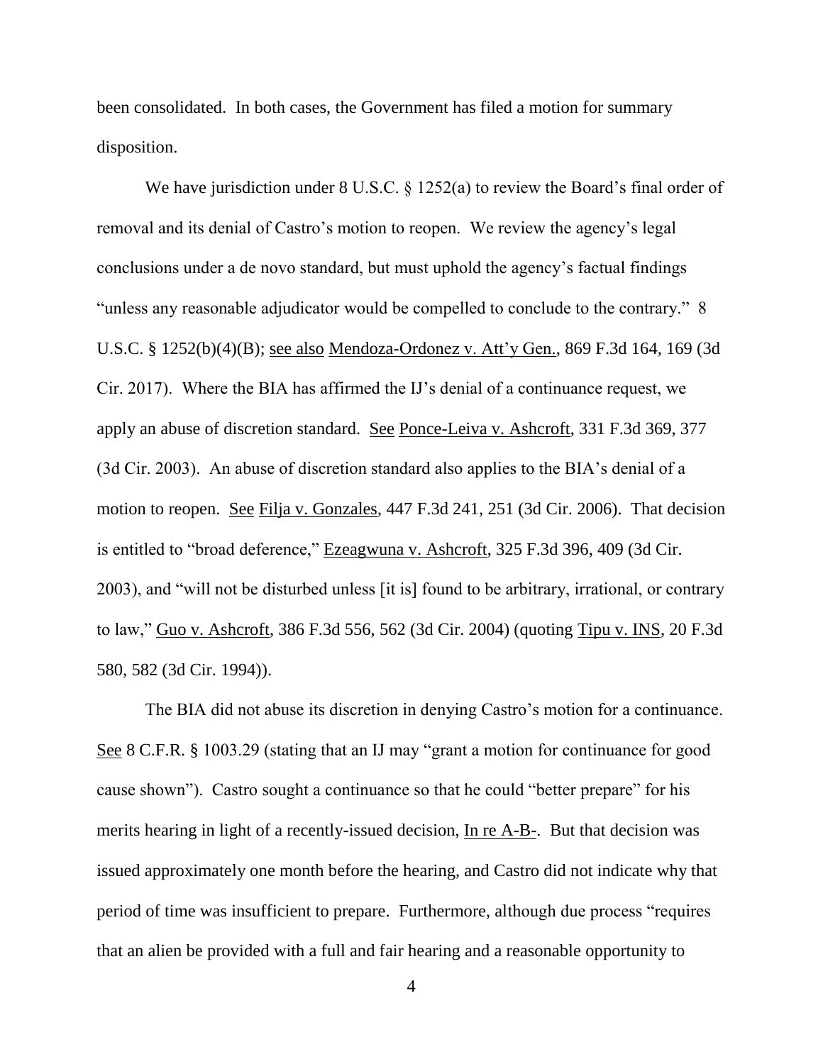been consolidated. In both cases, the Government has filed a motion for summary disposition.

We have jurisdiction under 8 U.S.C. § 1252(a) to review the Board's final order of removal and its denial of Castro's motion to reopen. We review the agency's legal conclusions under a de novo standard, but must uphold the agency's factual findings "unless any reasonable adjudicator would be compelled to conclude to the contrary." 8 U.S.C. § 1252(b)(4)(B); see also Mendoza-Ordonez v. Att'y Gen., 869 F.3d 164, 169 (3d Cir. 2017). Where the BIA has affirmed the IJ's denial of a continuance request, we apply an abuse of discretion standard. See Ponce-Leiva v. Ashcroft, 331 F.3d 369, 377 (3d Cir. 2003). An abuse of discretion standard also applies to the BIA's denial of a motion to reopen. See Filja v. Gonzales, 447 F.3d 241, 251 (3d Cir. 2006). That decision is entitled to "broad deference," Ezeagwuna v. Ashcroft, 325 F.3d 396, 409 (3d Cir. 2003), and "will not be disturbed unless [it is] found to be arbitrary, irrational, or contrary to law," Guo v. Ashcroft, 386 F.3d 556, 562 (3d Cir. 2004) (quoting Tipu v. INS, 20 F.3d 580, 582 (3d Cir. 1994)).

The BIA did not abuse its discretion in denying Castro's motion for a continuance. See 8 C.F.R. § 1003.29 (stating that an IJ may "grant a motion for continuance for good cause shown"). Castro sought a continuance so that he could "better prepare" for his merits hearing in light of a recently-issued decision, In re A-B-. But that decision was issued approximately one month before the hearing, and Castro did not indicate why that period of time was insufficient to prepare. Furthermore, although due process "requires that an alien be provided with a full and fair hearing and a reasonable opportunity to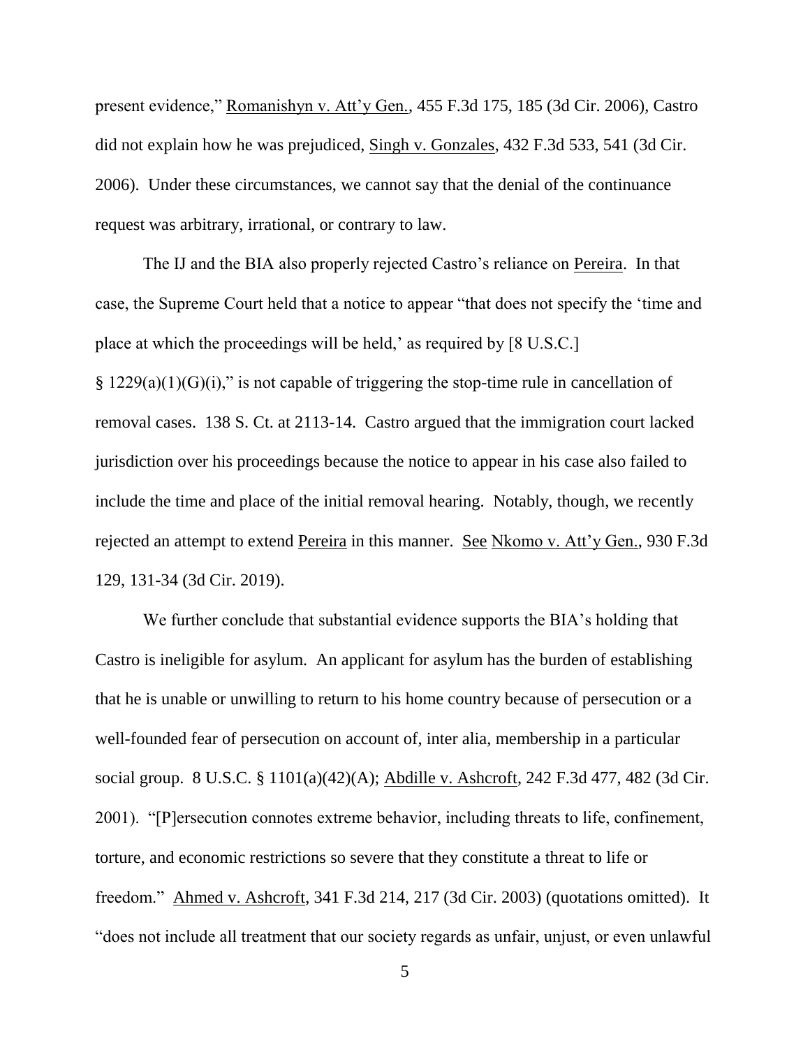present evidence," Romanishyn v. Att'y Gen., 455 F.3d 175, 185 (3d Cir. 2006), Castro did not explain how he was prejudiced, Singh v. Gonzales, 432 F.3d 533, 541 (3d Cir. 2006). Under these circumstances, we cannot say that the denial of the continuance request was arbitrary, irrational, or contrary to law.

The IJ and the BIA also properly rejected Castro's reliance on Pereira. In that case, the Supreme Court held that a notice to appear "that does not specify the 'time and place at which the proceedings will be held,' as required by [8 U.S.C.] § 1229(a)(1)(G)(i)," is not capable of triggering the stop-time rule in cancellation of removal cases. 138 S. Ct. at 2113-14. Castro argued that the immigration court lacked jurisdiction over his proceedings because the notice to appear in his case also failed to include the time and place of the initial removal hearing. Notably, though, we recently rejected an attempt to extend Pereira in this manner. See Nkomo v. Att'y Gen., 930 F.3d 129, 131-34 (3d Cir. 2019).

We further conclude that substantial evidence supports the BIA's holding that Castro is ineligible for asylum. An applicant for asylum has the burden of establishing that he is unable or unwilling to return to his home country because of persecution or a well-founded fear of persecution on account of, inter alia, membership in a particular social group. 8 U.S.C. § 1101(a)(42)(A); Abdille v. Ashcroft, 242 F.3d 477, 482 (3d Cir. 2001). "[P]ersecution connotes extreme behavior, including threats to life, confinement, torture, and economic restrictions so severe that they constitute a threat to life or freedom." Ahmed v. Ashcroft, 341 F.3d 214, 217 (3d Cir. 2003) (quotations omitted). It "does not include all treatment that our society regards as unfair, unjust, or even unlawful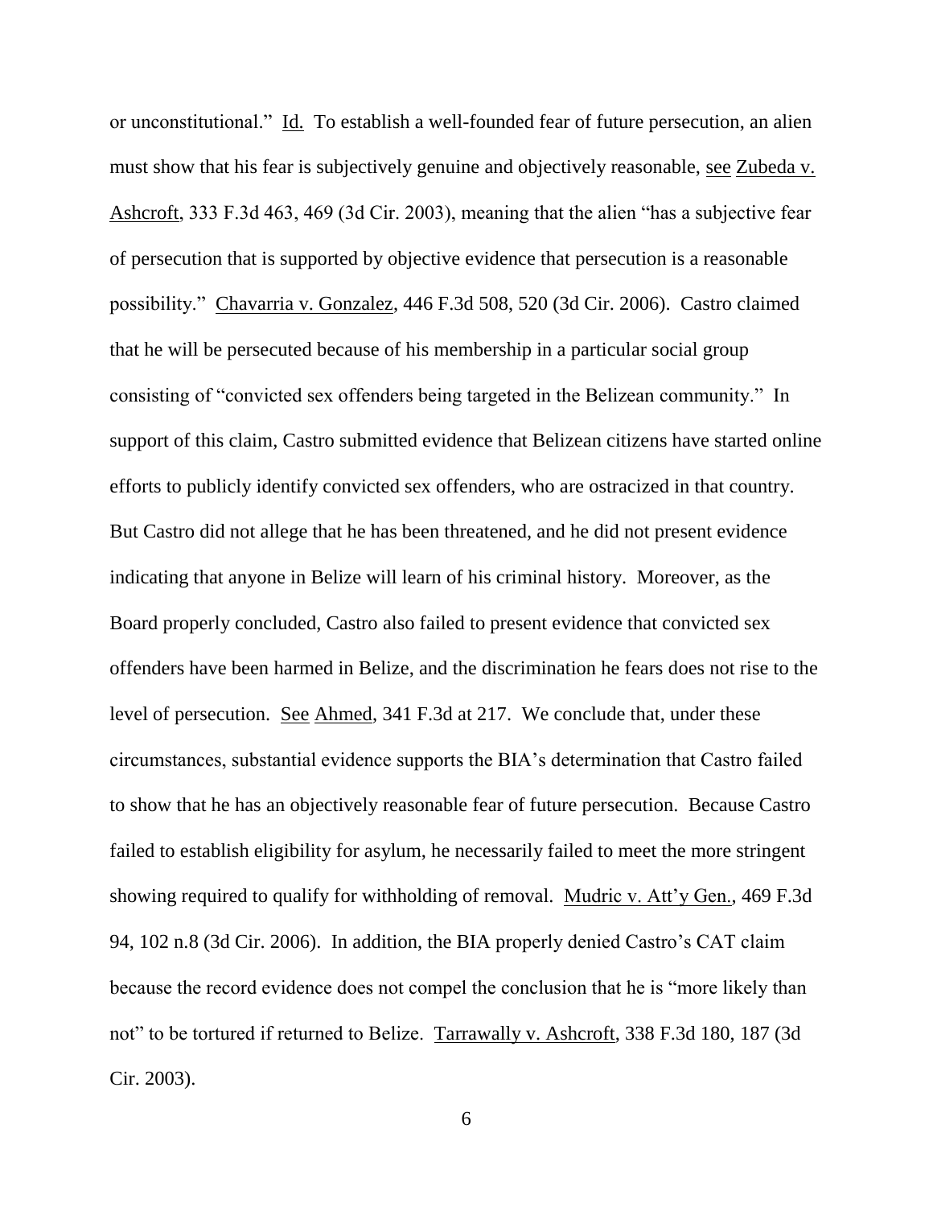or unconstitutional." Id. To establish a well-founded fear of future persecution, an alien must show that his fear is subjectively genuine and objectively reasonable, see Zubeda v. Ashcroft, 333 F.3d 463, 469 (3d Cir. 2003), meaning that the alien "has a subjective fear of persecution that is supported by objective evidence that persecution is a reasonable possibility." Chavarria v. Gonzalez, 446 F.3d 508, 520 (3d Cir. 2006). Castro claimed that he will be persecuted because of his membership in a particular social group consisting of "convicted sex offenders being targeted in the Belizean community." In support of this claim, Castro submitted evidence that Belizean citizens have started online efforts to publicly identify convicted sex offenders, who are ostracized in that country. But Castro did not allege that he has been threatened, and he did not present evidence indicating that anyone in Belize will learn of his criminal history. Moreover, as the Board properly concluded, Castro also failed to present evidence that convicted sex offenders have been harmed in Belize, and the discrimination he fears does not rise to the level of persecution. See Ahmed, 341 F.3d at 217. We conclude that, under these circumstances, substantial evidence supports the BIA's determination that Castro failed to show that he has an objectively reasonable fear of future persecution. Because Castro failed to establish eligibility for asylum, he necessarily failed to meet the more stringent showing required to qualify for withholding of removal. Mudric v. Att'y Gen., 469 F.3d 94, 102 n.8 (3d Cir. 2006). In addition, the BIA properly denied Castro's CAT claim because the record evidence does not compel the conclusion that he is "more likely than not" to be tortured if returned to Belize. Tarrawally v. Ashcroft, 338 F.3d 180, 187 (3d Cir. 2003).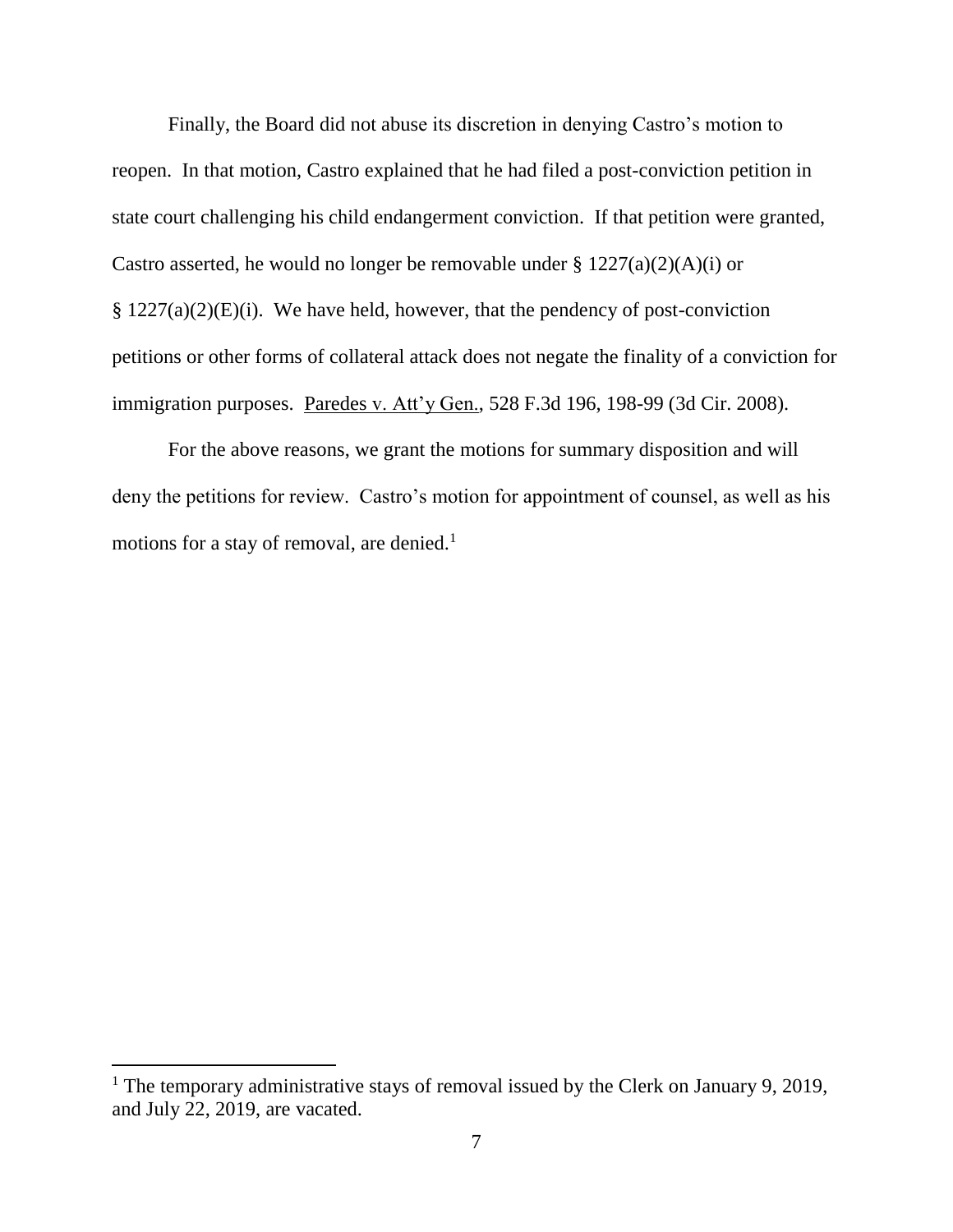Finally, the Board did not abuse its discretion in denying Castro's motion to reopen. In that motion, Castro explained that he had filed a post-conviction petition in state court challenging his child endangerment conviction. If that petition were granted, Castro asserted, he would no longer be removable under § 1227(a)(2)(A)(i) or § 1227(a)(2)(E)(i). We have held, however, that the pendency of post-conviction petitions or other forms of collateral attack does not negate the finality of a conviction for immigration purposes. Paredes v. Att'y Gen., 528 F.3d 196, 198-99 (3d Cir. 2008).

For the above reasons, we grant the motions for summary disposition and will deny the petitions for review. Castro's motion for appointment of counsel, as well as his motions for a stay of removal, are denied.[1]

---

[1] The temporary administrative stays of removal issued by the Clerk on January 9, 2019, and July 22, 2019, are vacated.